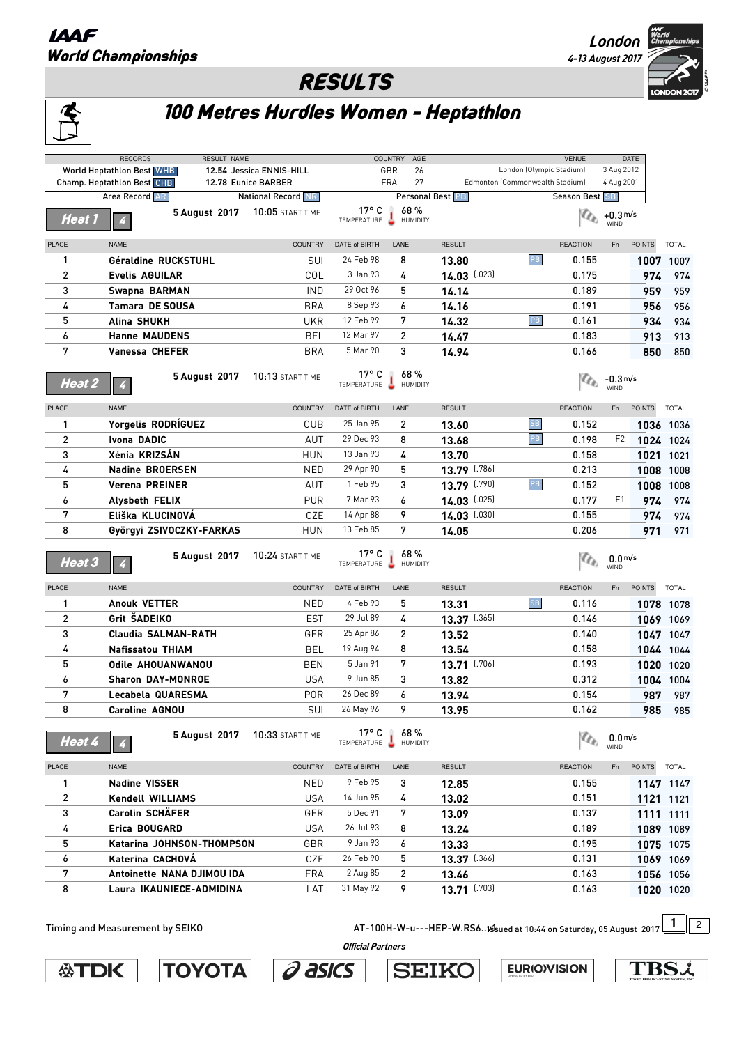IAAF World Championships

London 4-13 August 2017

# RESULTS

## 100 Metres Hurdles Women - Heptathlon

| RECORDS | RESULT | NAME | COUNTRY | AGE | VENUE | DATE |
|---|---|---|---|---|---|---|
| World Heptathlon Best WHB | 12.54 | Jessica ENNIS-HILL | GBR | 26 | London (Olympic Stadium) | 3 Aug 2012 |
| Champ. Heptathlon Best CHB | 12.78 | Eunice BARBER | FRA | 27 | Edmonton (Commonwealth Stadium) | 4 Aug 2001 |

Area Record AR — National Record NR — Personal Best PB — Season Best SB

### Heat 1 (4)

5 August 2017 — 10:05 START TIME — 17° C TEMPERATURE — 68 % HUMIDITY — WIND +0.3 m/s

| PLACE | NAME | COUNTRY | DATE of BIRTH | LANE | RESULT | | REACTION | Fn | POINTS | TOTAL |
|---|---|---|---|---|---|---|---|---|---|---|
| 1 | Géraldine RUCKSTUHL | SUI | 24 Feb 98 | 8 | 13.80 | PB | 0.155 | | 1007 | 1007 |
| 2 | Evelis AGUILAR | COL | 3 Jan 93 | 4 | 14.03 (.023) | | 0.175 | | 974 | 974 |
| 3 | Swapna BARMAN | IND | 29 Oct 96 | 5 | 14.14 | | 0.189 | | 959 | 959 |
| 4 | Tamara DE SOUSA | BRA | 8 Sep 93 | 6 | 14.16 | | 0.191 | | 956 | 956 |
| 5 | Alina SHUKH | UKR | 12 Feb 99 | 7 | 14.32 | PB | 0.161 | | 934 | 934 |
| 6 | Hanne MAUDENS | BEL | 12 Mar 97 | 2 | 14.47 | | 0.183 | | 913 | 913 |
| 7 | Vanessa CHEFER | BRA | 5 Mar 90 | 3 | 14.94 | | 0.166 | | 850 | 850 |

### Heat 2 (4)

5 August 2017 — 10:13 START TIME — 17° C TEMPERATURE — 68 % HUMIDITY — WIND -0.3 m/s

| PLACE | NAME | COUNTRY | DATE of BIRTH | LANE | RESULT | | REACTION | Fn | POINTS | TOTAL |
|---|---|---|---|---|---|---|---|---|---|---|
| 1 | Yorgelis RODRÍGUEZ | CUB | 25 Jan 95 | 2 | 13.60 | SB | 0.152 | | 1036 | 1036 |
| 2 | Ivona DADIC | AUT | 29 Dec 93 | 8 | 13.68 | PB | 0.198 | F2 | 1024 | 1024 |
| 3 | Xénia KRIZSÁN | HUN | 13 Jan 93 | 4 | 13.70 | | 0.158 | | 1021 | 1021 |
| 4 | Nadine BROERSEN | NED | 29 Apr 90 | 5 | 13.79 (.786) | | 0.213 | | 1008 | 1008 |
| 5 | Verena PREINER | AUT | 1 Feb 95 | 3 | 13.79 (.790) | PB | 0.152 | | 1008 | 1008 |
| 6 | Alysbeth FELIX | PUR | 7 Mar 93 | 6 | 14.03 (.025) | | 0.177 | F1 | 974 | 974 |
| 7 | Eliška KLUCINOVÁ | CZE | 14 Apr 88 | 9 | 14.03 (.030) | | 0.155 | | 974 | 974 |
| 8 | Györgyi ZSIVOCZKY-FARKAS | HUN | 13 Feb 85 | 7 | 14.05 | | 0.206 | | 971 | 971 |

### Heat 3 (4)

5 August 2017 — 10:24 START TIME — 17° C TEMPERATURE — 68 % HUMIDITY — WIND 0.0 m/s

| PLACE | NAME | COUNTRY | DATE of BIRTH | LANE | RESULT | | REACTION | Fn | POINTS | TOTAL |
|---|---|---|---|---|---|---|---|---|---|---|
| 1 | Anouk VETTER | NED | 4 Feb 93 | 5 | 13.31 | SB | 0.116 | | 1078 | 1078 |
| 2 | Grit ŠADEIKO | EST | 29 Jul 89 | 4 | 13.37 (.365) | | 0.146 | | 1069 | 1069 |
| 3 | Claudia SALMAN-RATH | GER | 25 Apr 86 | 2 | 13.52 | | 0.140 | | 1047 | 1047 |
| 4 | Nafissatou THIAM | BEL | 19 Aug 94 | 8 | 13.54 | | 0.158 | | 1044 | 1044 |
| 5 | Odile AHOUANWANOU | BEN | 5 Jan 91 | 7 | 13.71 (.706) | | 0.193 | | 1020 | 1020 |
| 6 | Sharon DAY-MONROE | USA | 9 Jun 85 | 3 | 13.82 | | 0.312 | | 1004 | 1004 |
| 7 | Lecabela QUARESMA | POR | 26 Dec 89 | 6 | 13.94 | | 0.154 | | 987 | 987 |
| 8 | Caroline AGNOU | SUI | 26 May 96 | 9 | 13.95 | | 0.162 | | 985 | 985 |

### Heat 4 (4)

5 August 2017 — 10:33 START TIME — 17° C TEMPERATURE — 68 % HUMIDITY — WIND 0.0 m/s

| PLACE | NAME | COUNTRY | DATE of BIRTH | LANE | RESULT | | REACTION | Fn | POINTS | TOTAL |
|---|---|---|---|---|---|---|---|---|---|---|
| 1 | Nadine VISSER | NED | 9 Feb 95 | 3 | 12.85 | | 0.155 | | 1147 | 1147 |
| 2 | Kendell WILLIAMS | USA | 14 Jun 95 | 4 | 13.02 | | 0.151 | | 1121 | 1121 |
| 3 | Carolin SCHÄFER | GER | 5 Dec 91 | 7 | 13.09 | | 0.137 | | 1111 | 1111 |
| 4 | Erica BOUGARD | USA | 26 Jul 93 | 8 | 13.24 | | 0.189 | | 1089 | 1089 |
| 5 | Katarina JOHNSON-THOMPSON | GBR | 9 Jan 93 | 6 | 13.33 | | 0.195 | | 1075 | 1075 |
| 6 | Katerina CACHOVÁ | CZE | 26 Feb 90 | 5 | 13.37 (.366) | | 0.131 | | 1069 | 1069 |
| 7 | Antoinette NANA DJIMOU IDA | FRA | 2 Aug 85 | 2 | 13.46 | | 0.163 | | 1056 | 1056 |
| 8 | Laura IKAUNIECE-ADMIDINA | LAT | 31 May 92 | 9 | 13.71 (.703) | | 0.163 | | 1020 | 1020 |

Timing and Measurement by SEIKO

AT-100H-W-u---HEP-W.RS6..v1 Issued at 10:44 on Saturday, 05 August 2017

Official Partners: TDK, TOYOTA, asics, SEIKO, EUROVISION, TBS